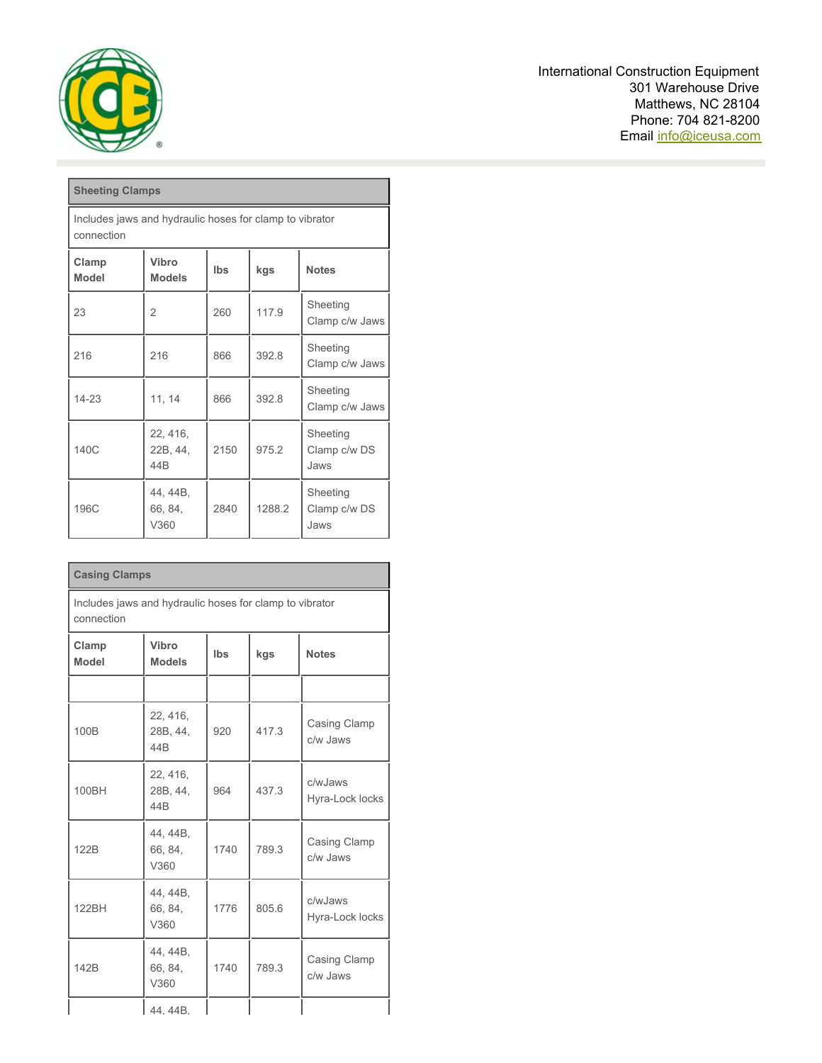International Construction Equipment
301 Warehouse Drive
Matthews, NC 28104
Phone: 704 821-8200
Email info@iceusa.com

| Sheeting Clamps | | | | |
|---|---|---|---|---|
| Includes jaws and hydraulic hoses for clamp to vibrator connection | | | | |
| **Clamp Model** | **Vibro Models** | **lbs** | **kgs** | **Notes** |
| 23 | 2 | 260 | 117.9 | Sheeting Clamp c/w Jaws |
| 216 | 216 | 866 | 392.8 | Sheeting Clamp c/w Jaws |
| 14-23 | 11, 14 | 866 | 392.8 | Sheeting Clamp c/w Jaws |
| 140C | 22, 416, 22B, 44, 44B | 2150 | 975.2 | Sheeting Clamp c/w DS Jaws |
| 196C | 44, 44B, 66, 84, V360 | 2840 | 1288.2 | Sheeting Clamp c/w DS Jaws |

| Casing Clamps | | | | |
|---|---|---|---|---|
| Includes jaws and hydraulic hoses for clamp to vibrator connection | | | | |
| **Clamp Model** | **Vibro Models** | **lbs** | **kgs** | **Notes** |
| | | | | |
| 100B | 22, 416, 28B, 44, 44B | 920 | 417.3 | Casing Clamp c/w Jaws |
| 100BH | 22, 416, 28B, 44, 44B | 964 | 437.3 | c/wJaws Hyra-Lock locks |
| 122B | 44, 44B, 66, 84, V360 | 1740 | 789.3 | Casing Clamp c/w Jaws |
| 122BH | 44, 44B, 66, 84, V360 | 1776 | 805.6 | c/wJaws Hyra-Lock locks |
| 142B | 44, 44B, 66, 84, V360 | 1740 | 789.3 | Casing Clamp c/w Jaws |
| | 44, 44B, | | | |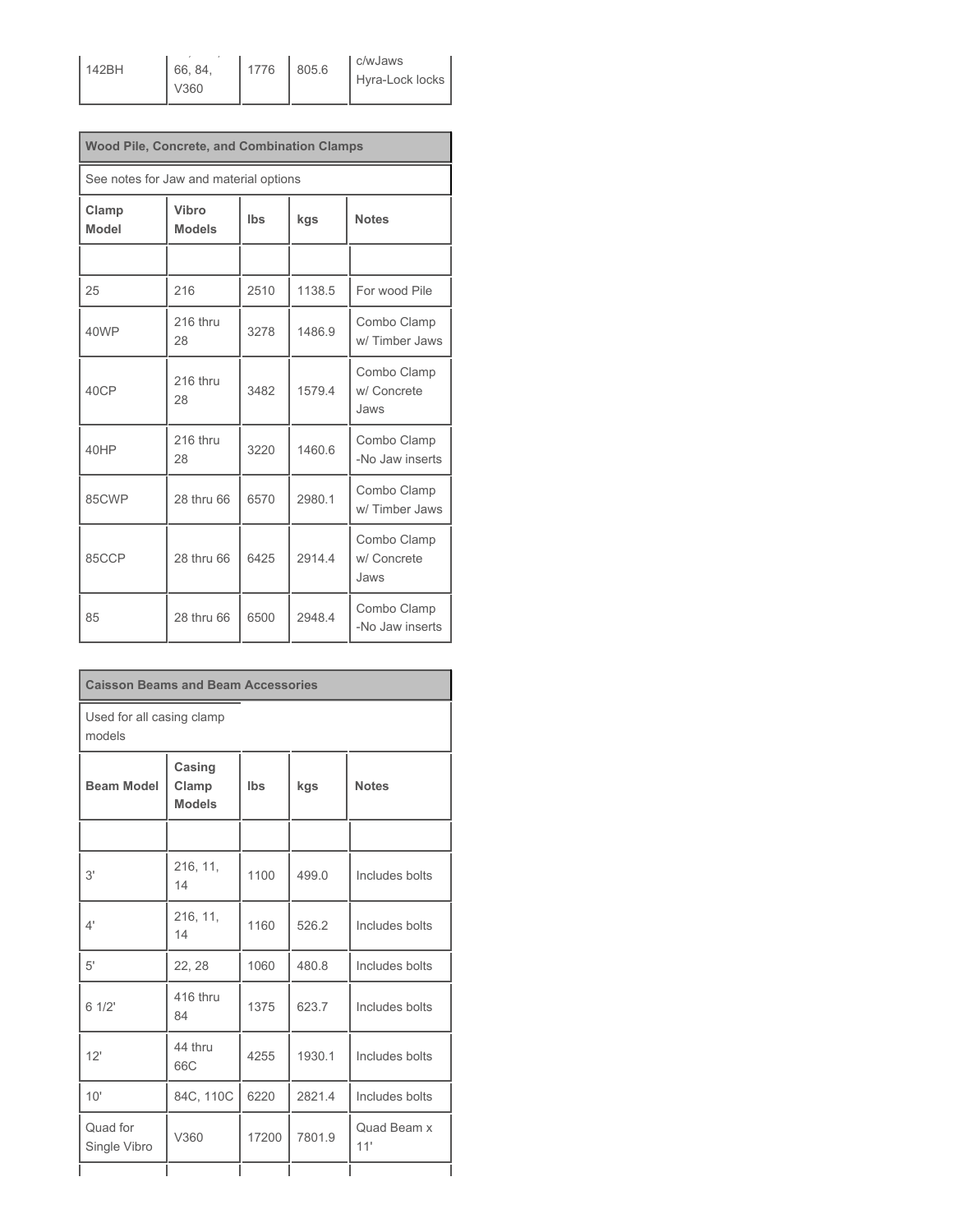| 142BH | 66, 84, V360 | 1776 | 805.6 | c/wJaws Hyra-Lock locks |
|---|---|---|---|---|

| Wood Pile, Concrete, and Combination Clamps | | | | |
|---|---|---|---|---|
| See notes for Jaw and material options | | | | |
| **Clamp Model** | **Vibro Models** | **lbs** | **kgs** | **Notes** |
| | | | | |
| 25 | 216 | 2510 | 1138.5 | For wood Pile |
| 40WP | 216 thru 28 | 3278 | 1486.9 | Combo Clamp w/ Timber Jaws |
| 40CP | 216 thru 28 | 3482 | 1579.4 | Combo Clamp w/ Concrete Jaws |
| 40HP | 216 thru 28 | 3220 | 1460.6 | Combo Clamp -No Jaw inserts |
| 85CWP | 28 thru 66 | 6570 | 2980.1 | Combo Clamp w/ Timber Jaws |
| 85CCP | 28 thru 66 | 6425 | 2914.4 | Combo Clamp w/ Concrete Jaws |
| 85 | 28 thru 66 | 6500 | 2948.4 | Combo Clamp -No Jaw inserts |

| Caisson Beams and Beam Accessories | | | | |
|---|---|---|---|---|
| Used for all casing clamp models | | | | |
| **Beam Model** | **Casing Clamp Models** | **lbs** | **kgs** | **Notes** |
| | | | | |
| 3' | 216, 11, 14 | 1100 | 499.0 | Includes bolts |
| 4' | 216, 11, 14 | 1160 | 526.2 | Includes bolts |
| 5' | 22, 28 | 1060 | 480.8 | Includes bolts |
| 6 1/2' | 416 thru 84 | 1375 | 623.7 | Includes bolts |
| 12' | 44 thru 66C | 4255 | 1930.1 | Includes bolts |
| 10' | 84C, 110C | 6220 | 2821.4 | Includes bolts |
| Quad for Single Vibro | V360 | 17200 | 7801.9 | Quad Beam x 11' |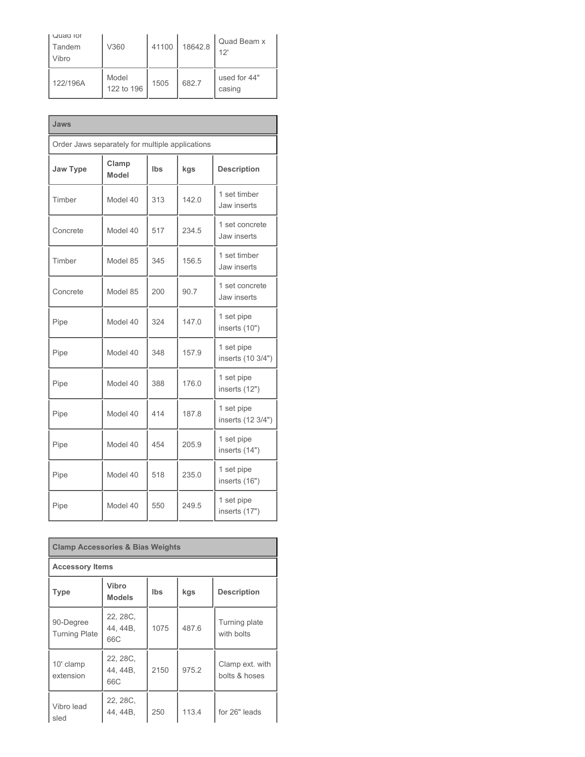| Quad for Tandem Vibro | V360 | 41100 | 18642.8 | Quad Beam x 12' |
|---|---|---|---|---|
| 122/196A | Model 122 to 196 | 1505 | 682.7 | used for 44" casing |

| **Jaws** | | | | |
|---|---|---|---|---|
| Order Jaws separately for multiple applications | | | | |
| **Jaw Type** | **Clamp Model** | **lbs** | **kgs** | **Description** |
| Timber | Model 40 | 313 | 142.0 | 1 set timber Jaw inserts |
| Concrete | Model 40 | 517 | 234.5 | 1 set concrete Jaw inserts |
| Timber | Model 85 | 345 | 156.5 | 1 set timber Jaw inserts |
| Concrete | Model 85 | 200 | 90.7 | 1 set concrete Jaw inserts |
| Pipe | Model 40 | 324 | 147.0 | 1 set pipe inserts (10") |
| Pipe | Model 40 | 348 | 157.9 | 1 set pipe inserts (10 3/4") |
| Pipe | Model 40 | 388 | 176.0 | 1 set pipe inserts (12") |
| Pipe | Model 40 | 414 | 187.8 | 1 set pipe inserts (12 3/4") |
| Pipe | Model 40 | 454 | 205.9 | 1 set pipe inserts (14") |
| Pipe | Model 40 | 518 | 235.0 | 1 set pipe inserts (16") |
| Pipe | Model 40 | 550 | 249.5 | 1 set pipe inserts (17") |

| **Clamp Accessories & Bias Weights** | | | | |
|---|---|---|---|---|
| **Accessory Items** | | | | |
| **Type** | **Vibro Models** | **lbs** | **kgs** | **Description** |
| 90-Degree Turning Plate | 22, 28C, 44, 44B, 66C | 1075 | 487.6 | Turning plate with bolts |
| 10' clamp extension | 22, 28C, 44, 44B, 66C | 2150 | 975.2 | Clamp ext. with bolts & hoses |
| Vibro lead sled | 22, 28C, 44, 44B, | 250 | 113.4 | for 26" leads |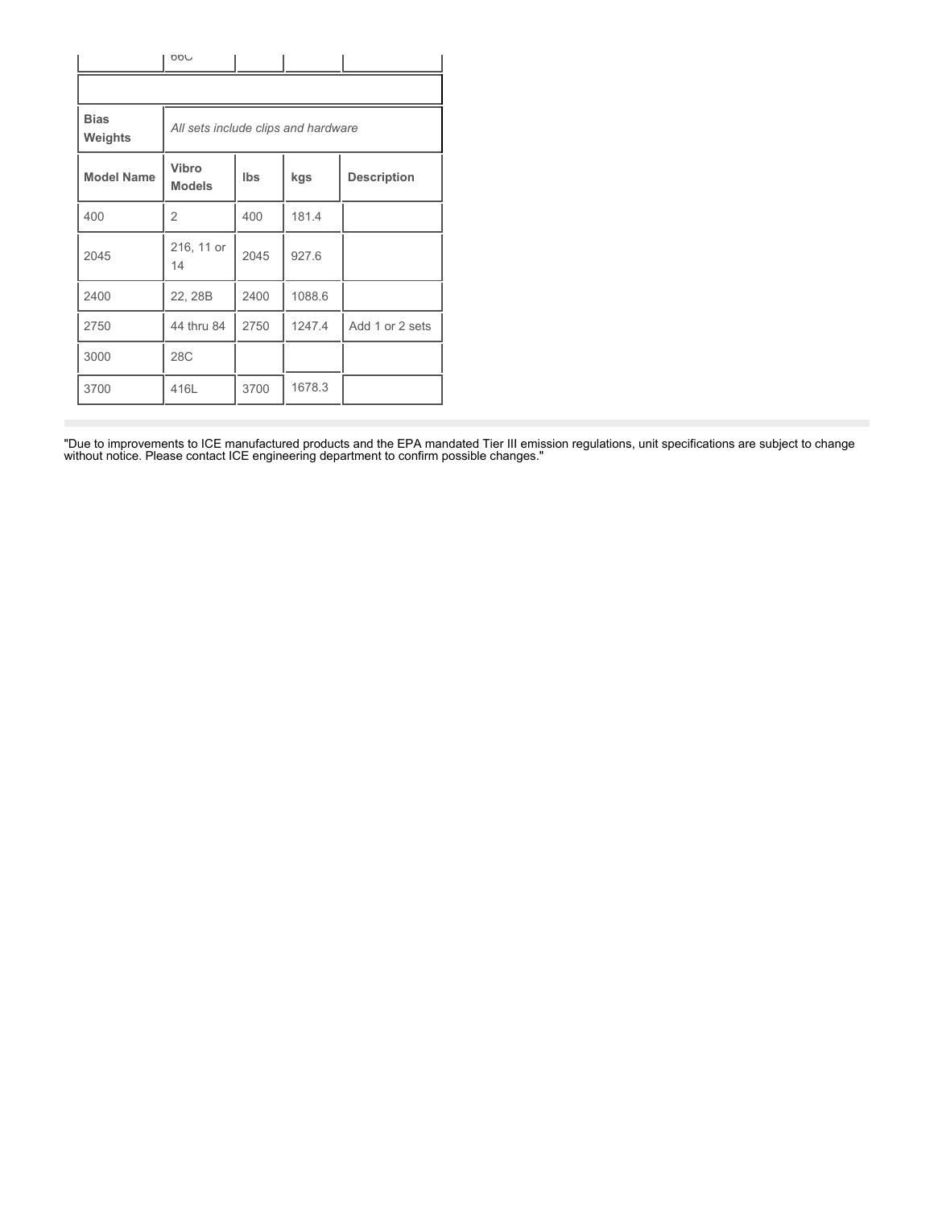| | 66C | | | |
|---|---|---|---|---|
| | | | | |
| **Bias Weights** | *All sets include clips and hardware* | | | |
| **Model Name** | **Vibro Models** | **lbs** | **kgs** | **Description** |
| 400 | 2 | 400 | 181.4 | |
| 2045 | 216, 11 or 14 | 2045 | 927.6 | |
| 2400 | 22, 28B | 2400 | 1088.6 | |
| 2750 | 44 thru 84 | 2750 | 1247.4 | Add 1 or 2 sets |
| 3000 | 28C | | | |
| 3700 | 416L | 3700 | 1678.3 | |

"Due to improvements to ICE manufactured products and the EPA mandated Tier III emission regulations, unit specifications are subject to change without notice. Please contact ICE engineering department to confirm possible changes."